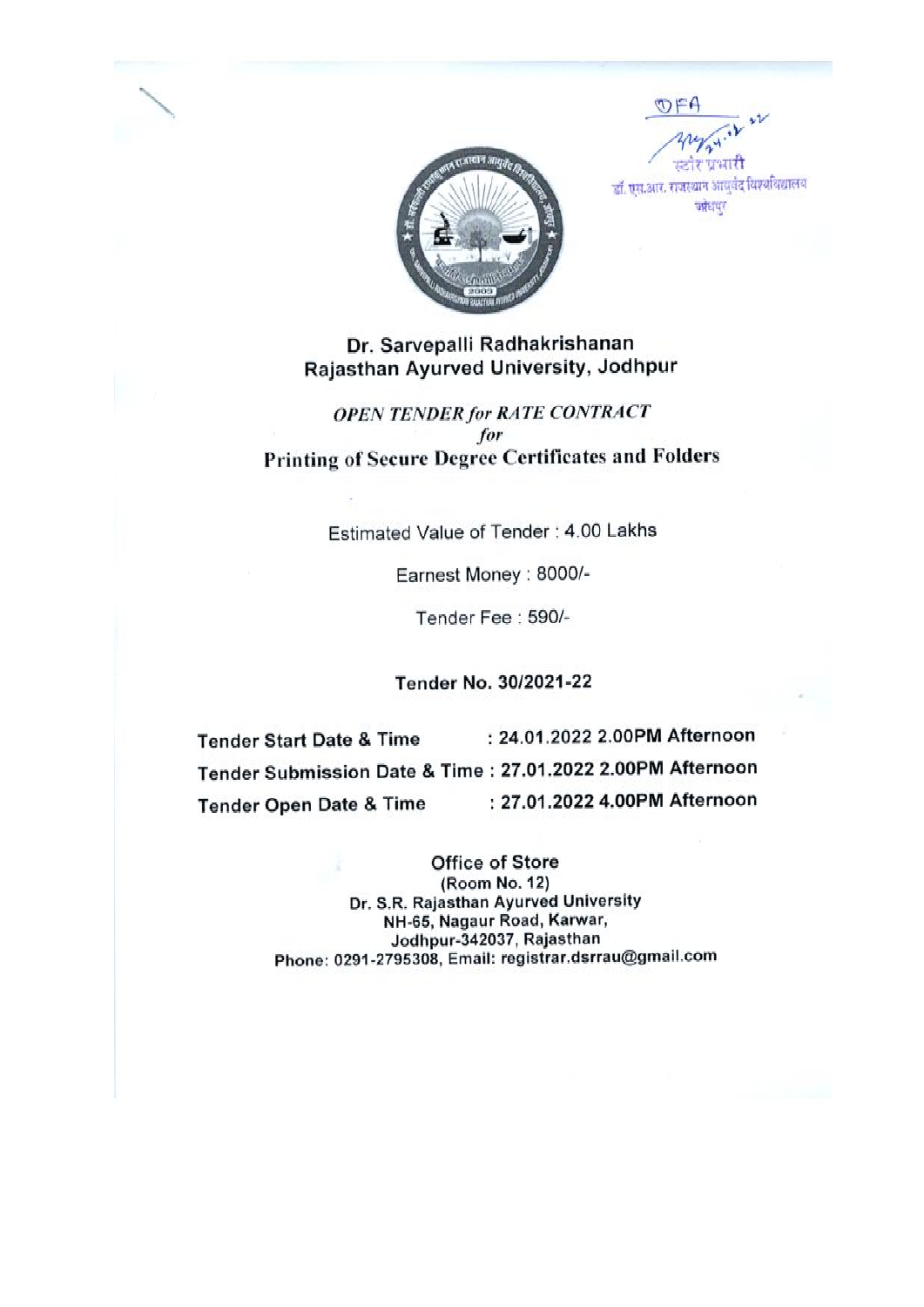DFA

स्टोर प्रभारी
डॉ. एस.आर. राजस्थान आयुर्वेद विश्वविद्यालय
जोधपुर

# Dr. Sarvepalli Radhakrishanan Rajasthan Ayurved University, Jodhpur

## *OPEN TENDER for RATE CONTRACT for* Printing of Secure Degree Certificates and Folders

Estimated Value of Tender : 4.00 Lakhs

Earnest Money : 8000/-

Tender Fee : 590/-

**Tender No. 30/2021-22**

**Tender Start Date & Time : 24.01.2022 2.00PM Afternoon**

**Tender Submission Date & Time : 27.01.2022 2.00PM Afternoon**

**Tender Open Date & Time : 27.01.2022 4.00PM Afternoon**

**Office of Store**
**(Room No. 12)**
**Dr. S.R. Rajasthan Ayurved University**
**NH-65, Nagaur Road, Karwar,**
**Jodhpur-342037, Rajasthan**
**Phone: 0291-2795308, Email: registrar.dsrrau@gmail.com**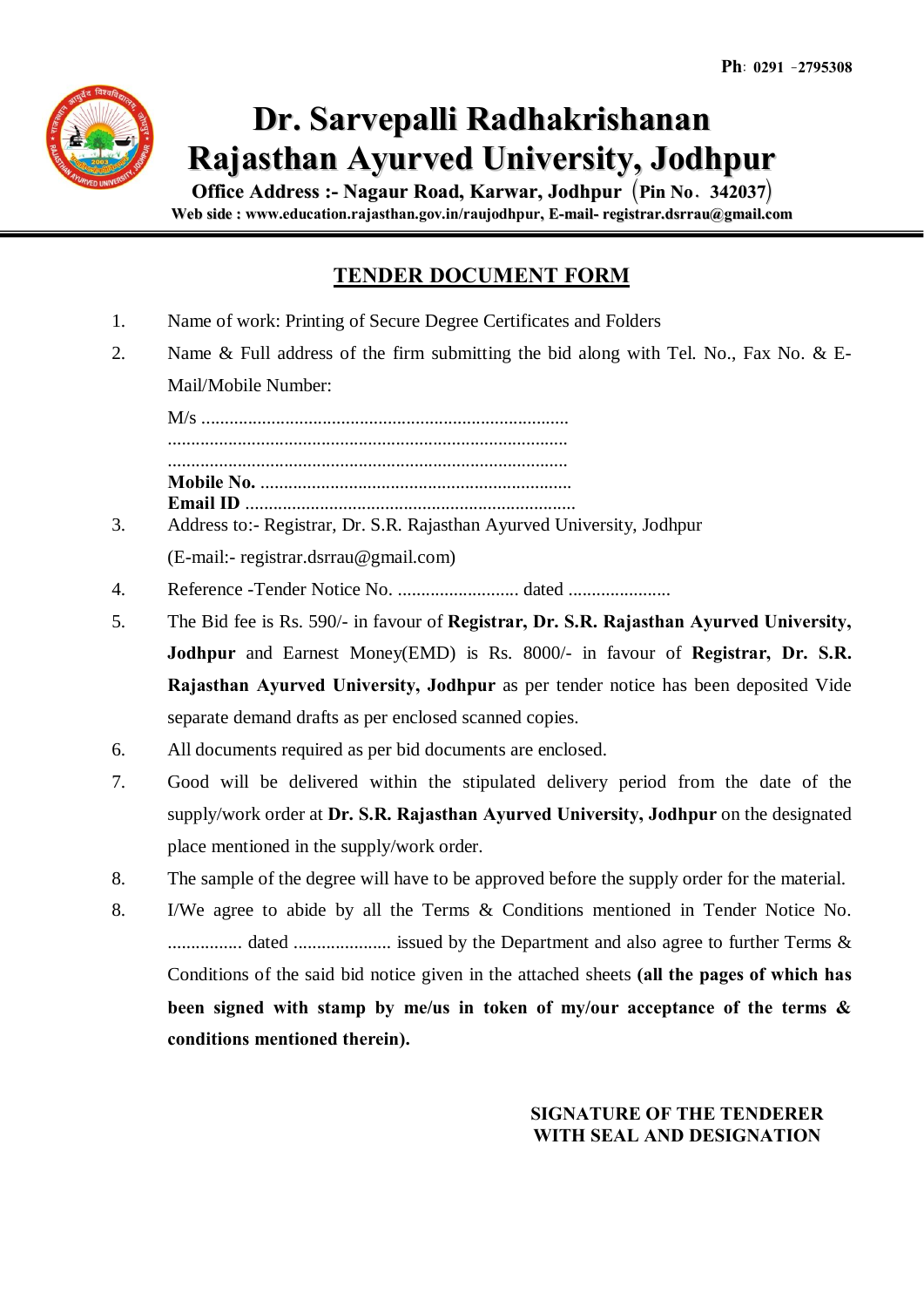Ph: 0291 -2795308

# Dr. Sarvepalli Radhakrishanan Rajasthan Ayurved University, Jodhpur

**Office Address :- Nagaur Road, Karwar, Jodhpur (Pin No. 342037)**

**Web side : www.education.rajasthan.gov.in/raujodhpur, E-mail- registrar.dsrrau@gmail.com**

## TENDER DOCUMENT FORM

1. Name of work: Printing of Secure Degree Certificates and Folders
2. Name & Full address of the firm submitting the bid along with Tel. No., Fax No. & E-Mail/Mobile Number:

   M/s ...............................................................................
   .....................................................................................
   .....................................................................................
   **Mobile No.** ...................................................................
   **Email ID** .......................................................................
3. Address to:- Registrar, Dr. S.R. Rajasthan Ayurved University, Jodhpur (E-mail:- registrar.dsrrau@gmail.com)
4. Reference -Tender Notice No. .......................... dated ......................
5. The Bid fee is Rs. 590/- in favour of **Registrar, Dr. S.R. Rajasthan Ayurved University, Jodhpur** and Earnest Money(EMD) is Rs. 8000/- in favour of **Registrar, Dr. S.R. Rajasthan Ayurved University, Jodhpur** as per tender notice has been deposited Vide separate demand drafts as per enclosed scanned copies.
6. All documents required as per bid documents are enclosed.
7. Good will be delivered within the stipulated delivery period from the date of the supply/work order at **Dr. S.R. Rajasthan Ayurved University, Jodhpur** on the designated place mentioned in the supply/work order.
8. The sample of the degree will have to be approved before the supply order for the material.
8. I/We agree to abide by all the Terms & Conditions mentioned in Tender Notice No. ................ dated ..................... issued by the Department and also agree to further Terms & Conditions of the said bid notice given in the attached sheets **(all the pages of which has been signed with stamp by me/us in token of my/our acceptance of the terms & conditions mentioned therein).**

**SIGNATURE OF THE TENDERER WITH SEAL AND DESIGNATION**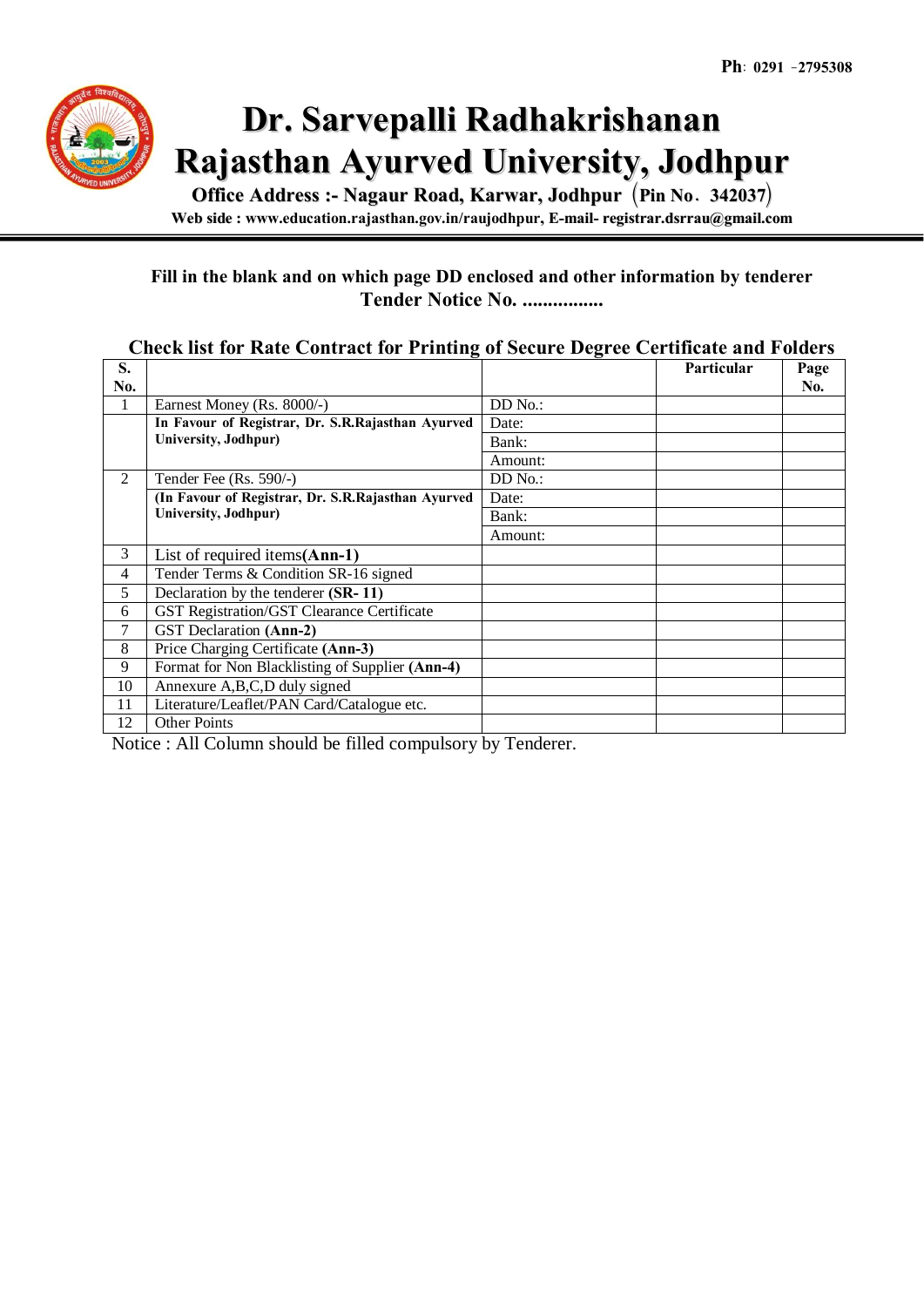Ph: 0291 -2795308

# Dr. Sarvepalli Radhakrishanan Rajasthan Ayurved University, Jodhpur

**Office Address :- Nagaur Road, Karwar, Jodhpur (Pin No. 342037)**

**Web side : www.education.rajasthan.gov.in/raujodhpur, E-mail- registrar.dsrrau@gmail.com**

**Fill in the blank and on which page DD enclosed and other information by tenderer**
**Tender Notice No. ................**

**Check list for Rate Contract for Printing of Secure Degree Certificate and Folders**

| S. No. | | | Particular | Page No. |
|---|---|---|---|---|
| 1 | Earnest Money (Rs. 8000/-) | DD No.: | | |
| | **In Favour of Registrar, Dr. S.R.Rajasthan Ayurved University, Jodhpur)** | Date: | | |
| | | Bank: | | |
| | | Amount: | | |
| 2 | Tender Fee (Rs. 590/-) | DD No.: | | |
| | **(In Favour of Registrar, Dr. S.R.Rajasthan Ayurved University, Jodhpur)** | Date: | | |
| | | Bank: | | |
| | | Amount: | | |
| 3 | List of required items**(Ann-1)** | | | |
| 4 | Tender Terms & Condition SR-16 signed | | | |
| 5 | Declaration by the tenderer **(SR- 11)** | | | |
| 6 | GST Registration/GST Clearance Certificate | | | |
| 7 | GST Declaration **(Ann-2)** | | | |
| 8 | Price Charging Certificate **(Ann-3)** | | | |
| 9 | Format for Non Blacklisting of Supplier **(Ann-4)** | | | |
| 10 | Annexure A,B,C,D duly signed | | | |
| 11 | Literature/Leaflet/PAN Card/Catalogue etc. | | | |
| 12 | Other Points | | | |

Notice : All Column should be filled compulsory by Tenderer.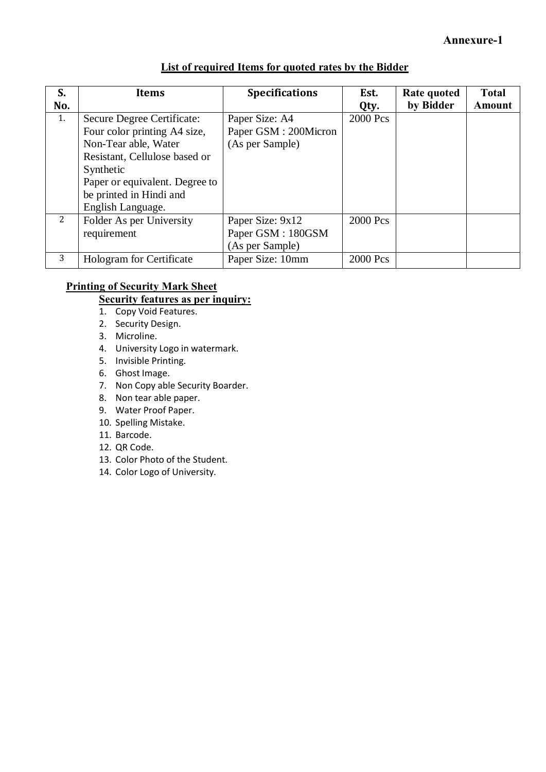**Annexure-1**

## List of required Items for quoted rates by the Bidder

| S. No. | Items | Specifications | Est. Qty. | Rate quoted by Bidder | Total Amount |
|---|---|---|---|---|---|
| 1. | Secure Degree Certificate: Four color printing A4 size, Non-Tear able, Water Resistant, Cellulose based or Synthetic Paper or equivalent. Degree to be printed in Hindi and English Language. | Paper Size: A4 Paper GSM : 200Micron (As per Sample) | 2000 Pcs | | |
| 2 | Folder As per University requirement | Paper Size: 9x12 Paper GSM : 180GSM (As per Sample) | 2000 Pcs | | |
| 3 | Hologram for Certificate | Paper Size: 10mm | 2000 Pcs | | |

**Printing of Security Mark Sheet**

**Security features as per inquiry:**

1. Copy Void Features.
2. Security Design.
3. Microline.
4. University Logo in watermark.
5. Invisible Printing.
6. Ghost Image.
7. Non Copy able Security Boarder.
8. Non tear able paper.
9. Water Proof Paper.
10. Spelling Mistake.
11. Barcode.
12. QR Code.
13. Color Photo of the Student.
14. Color Logo of University.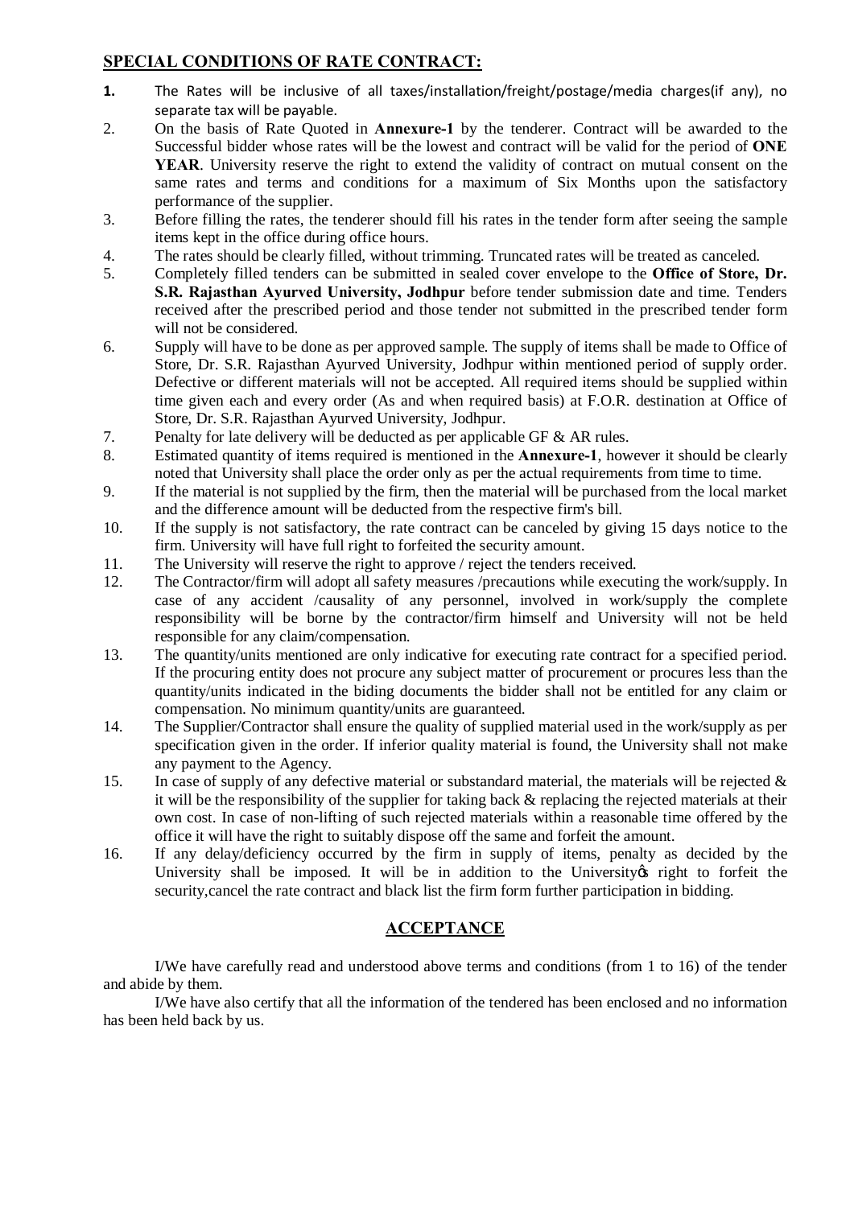## SPECIAL CONDITIONS OF RATE CONTRACT:

1. The Rates will be inclusive of all taxes/installation/freight/postage/media charges(if any), no separate tax will be payable.
2. On the basis of Rate Quoted in **Annexure-1** by the tenderer. Contract will be awarded to the Successful bidder whose rates will be the lowest and contract will be valid for the period of **ONE YEAR**. University reserve the right to extend the validity of contract on mutual consent on the same rates and terms and conditions for a maximum of Six Months upon the satisfactory performance of the supplier.
3. Before filling the rates, the tenderer should fill his rates in the tender form after seeing the sample items kept in the office during office hours.
4. The rates should be clearly filled, without trimming. Truncated rates will be treated as canceled.
5. Completely filled tenders can be submitted in sealed cover envelope to the **Office of Store, Dr. S.R. Rajasthan Ayurved University, Jodhpur** before tender submission date and time. Tenders received after the prescribed period and those tender not submitted in the prescribed tender form will not be considered.
6. Supply will have to be done as per approved sample. The supply of items shall be made to Office of Store, Dr. S.R. Rajasthan Ayurved University, Jodhpur within mentioned period of supply order. Defective or different materials will not be accepted. All required items should be supplied within time given each and every order (As and when required basis) at F.O.R. destination at Office of Store, Dr. S.R. Rajasthan Ayurved University, Jodhpur.
7. Penalty for late delivery will be deducted as per applicable GF & AR rules.
8. Estimated quantity of items required is mentioned in the **Annexure-1**, however it should be clearly noted that University shall place the order only as per the actual requirements from time to time.
9. If the material is not supplied by the firm, then the material will be purchased from the local market and the difference amount will be deducted from the respective firm's bill.
10. If the supply is not satisfactory, the rate contract can be canceled by giving 15 days notice to the firm. University will have full right to forfeited the security amount.
11. The University will reserve the right to approve / reject the tenders received.
12. The Contractor/firm will adopt all safety measures /precautions while executing the work/supply. In case of any accident /causality of any personnel, involved in work/supply the complete responsibility will be borne by the contractor/firm himself and University will not be held responsible for any claim/compensation.
13. The quantity/units mentioned are only indicative for executing rate contract for a specified period. If the procuring entity does not procure any subject matter of procurement or procures less than the quantity/units indicated in the biding documents the bidder shall not be entitled for any claim or compensation. No minimum quantity/units are guaranteed.
14. The Supplier/Contractor shall ensure the quality of supplied material used in the work/supply as per specification given in the order. If inferior quality material is found, the University shall not make any payment to the Agency.
15. In case of supply of any defective material or substandard material, the materials will be rejected & it will be the responsibility of the supplier for taking back & replacing the rejected materials at their own cost. In case of non-lifting of such rejected materials within a reasonable time offered by the office it will have the right to suitably dispose off the same and forfeit the amount.
16. If any delay/deficiency occurred by the firm in supply of items, penalty as decided by the University shall be imposed. It will be in addition to the University's right to forfeit the security,cancel the rate contract and black list the firm form further participation in bidding.

## ACCEPTANCE

I/We have carefully read and understood above terms and conditions (from 1 to 16) of the tender and abide by them.

I/We have also certify that all the information of the tendered has been enclosed and no information has been held back by us.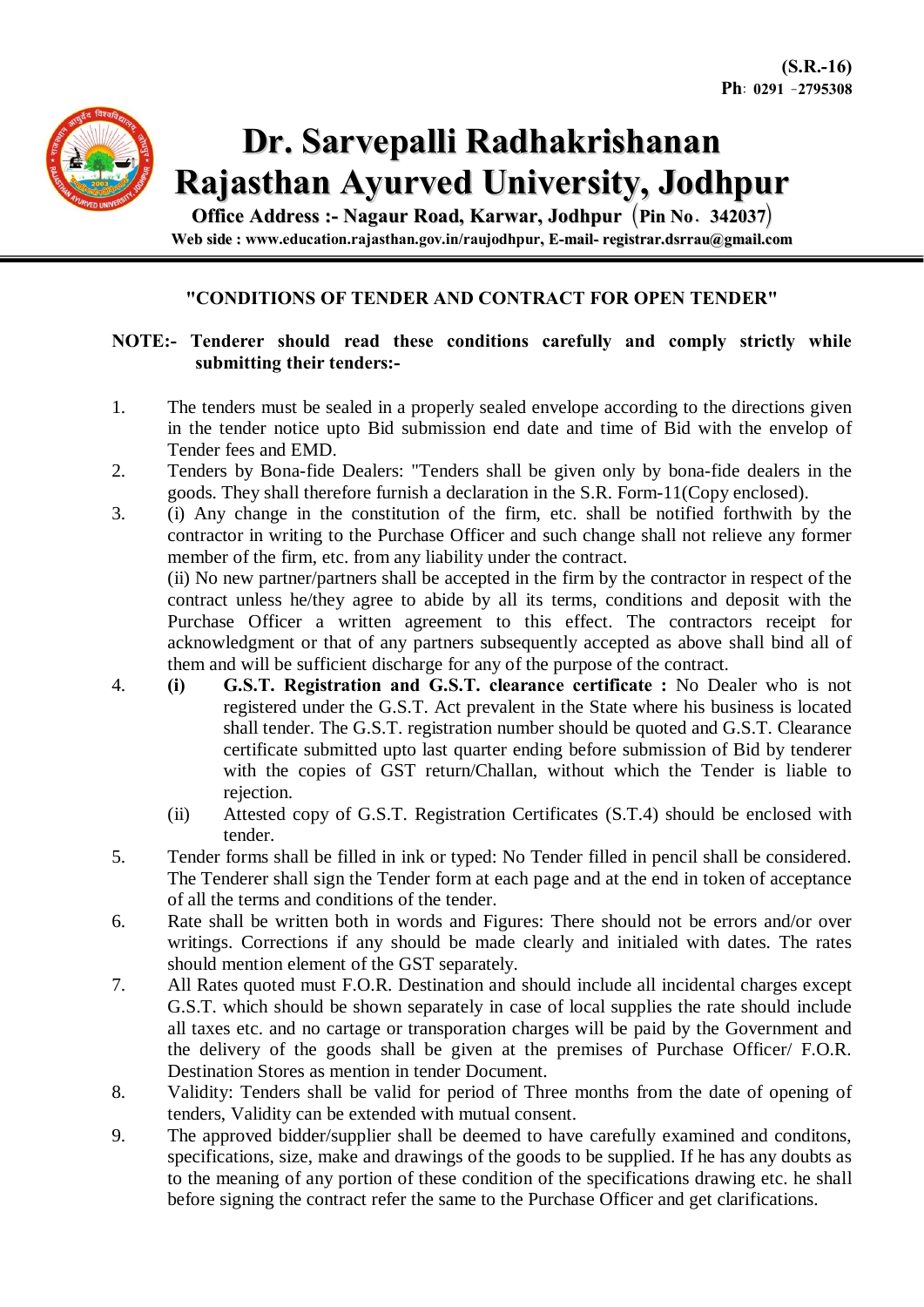(S.R.-16)
**Ph**: 0291 -2795308

# Dr. Sarvepalli Radhakrishanan Rajasthan Ayurved University, Jodhpur

**Office Address :- Nagaur Road, Karwar, Jodhpur (Pin No. 342037)**
**Web side : www.education.rajasthan.gov.in/raujodhpur, E-mail- registrar.dsrrau@gmail.com**

---

## "CONDITIONS OF TENDER AND CONTRACT FOR OPEN TENDER"

**NOTE:- Tenderer should read these conditions carefully and comply strictly while submitting their tenders:-**

1. The tenders must be sealed in a properly sealed envelope according to the directions given in the tender notice upto Bid submission end date and time of Bid with the envelop of Tender fees and EMD.
2. Tenders by Bona-fide Dealers: "Tenders shall be given only by bona-fide dealers in the goods. They shall therefore furnish a declaration in the S.R. Form-11(Copy enclosed).
3. (i) Any change in the constitution of the firm, etc. shall be notified forthwith by the contractor in writing to the Purchase Officer and such change shall not relieve any former member of the firm, etc. from any liability under the contract.

   (ii) No new partner/partners shall be accepted in the firm by the contractor in respect of the contract unless he/they agree to abide by all its terms, conditions and deposit with the Purchase Officer a written agreement to this effect. The contractors receipt for acknowledgment or that of any partners subsequently accepted as above shall bind all of them and will be sufficient discharge for any of the purpose of the contract.
4. **(i) G.S.T. Registration and G.S.T. clearance certificate :** No Dealer who is not registered under the G.S.T. Act prevalent in the State where his business is located shall tender. The G.S.T. registration number should be quoted and G.S.T. Clearance certificate submitted upto last quarter ending before submission of Bid by tenderer with the copies of GST return/Challan, without which the Tender is liable to rejection.

   (ii) Attested copy of G.S.T. Registration Certificates (S.T.4) should be enclosed with tender.
5. Tender forms shall be filled in ink or typed: No Tender filled in pencil shall be considered. The Tenderer shall sign the Tender form at each page and at the end in token of acceptance of all the terms and conditions of the tender.
6. Rate shall be written both in words and Figures: There should not be errors and/or over writings. Corrections if any should be made clearly and initialed with dates. The rates should mention element of the GST separately.
7. All Rates quoted must F.O.R. Destination and should include all incidental charges except G.S.T. which should be shown separately in case of local supplies the rate should include all taxes etc. and no cartage or transporation charges will be paid by the Government and the delivery of the goods shall be given at the premises of Purchase Officer/ F.O.R. Destination Stores as mention in tender Document.
8. Validity: Tenders shall be valid for period of Three months from the date of opening of tenders, Validity can be extended with mutual consent.
9. The approved bidder/supplier shall be deemed to have carefully examined and conditons, specifications, size, make and drawings of the goods to be supplied. If he has any doubts as to the meaning of any portion of these condition of the specifications drawing etc. he shall before signing the contract refer the same to the Purchase Officer and get clarifications.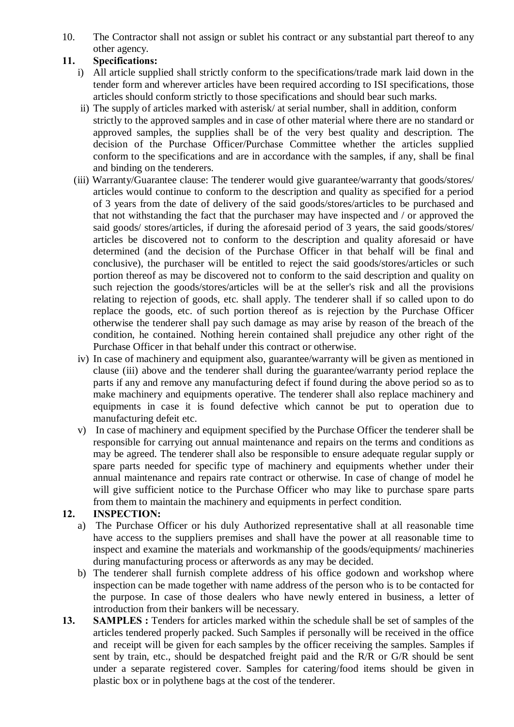10. The Contractor shall not assign or sublet his contract or any substantial part thereof to any other agency.

**11. Specifications:**

i) All article supplied shall strictly conform to the specifications/trade mark laid down in the tender form and wherever articles have been required according to ISI specifications, those articles should conform strictly to those specifications and should bear such marks.

ii) The supply of articles marked with asterisk/ at serial number, shall in addition, conform strictly to the approved samples and in case of other material where there are no standard or approved samples, the supplies shall be of the very best quality and description. The decision of the Purchase Officer/Purchase Committee whether the articles supplied conform to the specifications and are in accordance with the samples, if any, shall be final and binding on the tenderers.

(iii) Warranty/Guarantee clause: The tenderer would give guarantee/warranty that goods/stores/ articles would continue to conform to the description and quality as specified for a period of 3 years from the date of delivery of the said goods/stores/articles to be purchased and that not withstanding the fact that the purchaser may have inspected and / or approved the said goods/ stores/articles, if during the aforesaid period of 3 years, the said goods/stores/ articles be discovered not to conform to the description and quality aforesaid or have determined (and the decision of the Purchase Officer in that behalf will be final and conclusive), the purchaser will be entitled to reject the said goods/stores/articles or such portion thereof as may be discovered not to conform to the said description and quality on such rejection the goods/stores/articles will be at the seller's risk and all the provisions relating to rejection of goods, etc. shall apply. The tenderer shall if so called upon to do replace the goods, etc. of such portion thereof as is rejection by the Purchase Officer otherwise the tenderer shall pay such damage as may arise by reason of the breach of the condition, he contained. Nothing herein contained shall prejudice any other right of the Purchase Officer in that behalf under this contract or otherwise.

iv) In case of machinery and equipment also, guarantee/warranty will be given as mentioned in clause (iii) above and the tenderer shall during the guarantee/warranty period replace the parts if any and remove any manufacturing defect if found during the above period so as to make machinery and equipments operative. The tenderer shall also replace machinery and equipments in case it is found defective which cannot be put to operation due to manufacturing defeit etc.

v) In case of machinery and equipment specified by the Purchase Officer the tenderer shall be responsible for carrying out annual maintenance and repairs on the terms and conditions as may be agreed. The tenderer shall also be responsible to ensure adequate regular supply or spare parts needed for specific type of machinery and equipments whether under their annual maintenance and repairs rate contract or otherwise. In case of change of model he will give sufficient notice to the Purchase Officer who may like to purchase spare parts from them to maintain the machinery and equipments in perfect condition.

**12. INSPECTION:**

a) The Purchase Officer or his duly Authorized representative shall at all reasonable time have access to the suppliers premises and shall have the power at all reasonable time to inspect and examine the materials and workmanship of the goods/equipments/ machineries during manufacturing process or afterwords as any may be decided.

b) The tenderer shall furnish complete address of his office godown and workshop where inspection can be made together with name address of the person who is to be contacted for the purpose. In case of those dealers who have newly entered in business, a letter of introduction from their bankers will be necessary.

**13. SAMPLES :** Tenders for articles marked within the schedule shall be set of samples of the articles tendered properly packed. Such Samples if personally will be received in the office and receipt will be given for each samples by the officer receiving the samples. Samples if sent by train, etc., should be despatched freight paid and the R/R or G/R should be sent under a separate registered cover. Samples for catering/food items should be given in plastic box or in polythene bags at the cost of the tenderer.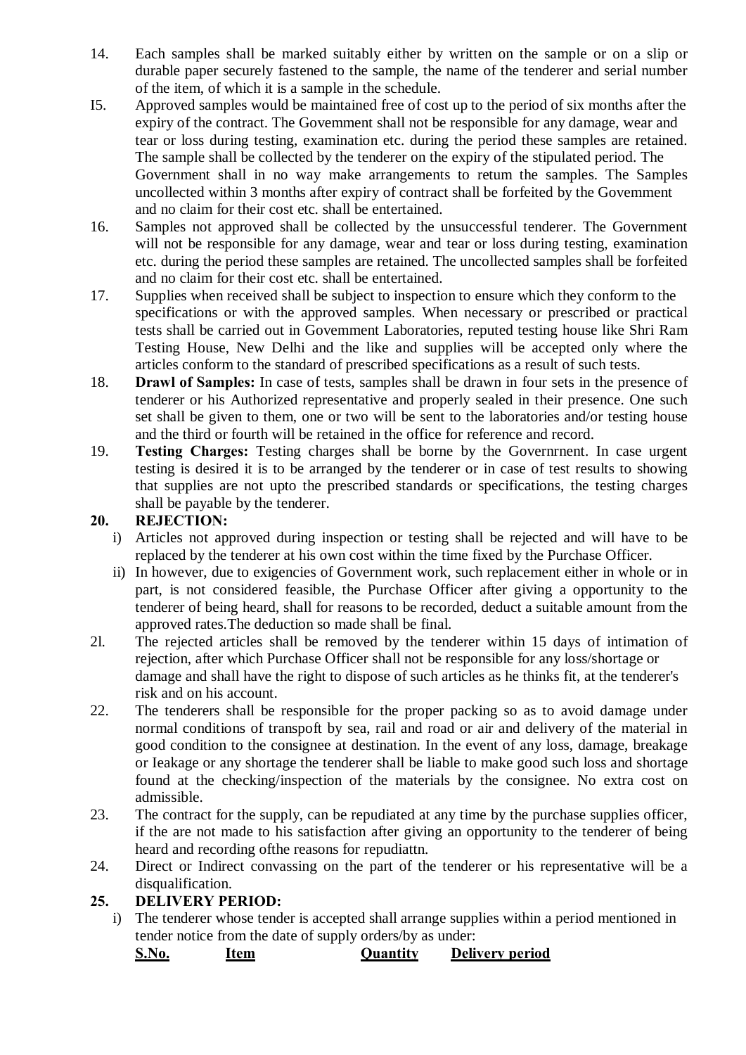14. Each samples shall be marked suitably either by written on the sample or on a slip or durable paper securely fastened to the sample, the name of the tenderer and serial number of the item, of which it is a sample in the schedule.

I5. Approved samples would be maintained free of cost up to the period of six months after the expiry of the contract. The Govemment shall not be responsible for any damage, wear and tear or loss during testing, examination etc. during the period these samples are retained. The sample shall be collected by the tenderer on the expiry of the stipulated period. The Government shall in no way make arrangements to retum the samples. The Samples uncollected within 3 months after expiry of contract shall be forfeited by the Govemment and no claim for their cost etc. shall be entertained.

16. Samples not approved shall be collected by the unsuccessful tenderer. The Government will not be responsible for any damage, wear and tear or loss during testing, examination etc. during the period these samples are retained. The uncollected samples shall be forfeited and no claim for their cost etc. shall be entertained.

17. Supplies when received shall be subject to inspection to ensure which they conform to the specifications or with the approved samples. When necessary or prescribed or practical tests shall be carried out in Govemment Laboratories, reputed testing house like Shri Ram Testing House, New Delhi and the like and supplies will be accepted only where the articles conform to the standard of prescribed specifications as a result of such tests.

18. **Drawl of Samples:** In case of tests, samples shall be drawn in four sets in the presence of tenderer or his Authorized representative and properly sealed in their presence. One such set shall be given to them, one or two will be sent to the laboratories and/or testing house and the third or fourth will be retained in the office for reference and record.

19. **Testing Charges:** Testing charges shall be borne by the Governrnent. In case urgent testing is desired it is to be arranged by the tenderer or in case of test results to showing that supplies are not upto the prescribed standards or specifications, the testing charges shall be payable by the tenderer.

**20. REJECTION:**

i) Articles not approved during inspection or testing shall be rejected and will have to be replaced by the tenderer at his own cost within the time fixed by the Purchase Officer.

ii) In however, due to exigencies of Government work, such replacement either in whole or in part, is not considered feasible, the Purchase Officer after giving a opportunity to the tenderer of being heard, shall for reasons to be recorded, deduct a suitable amount from the approved rates.The deduction so made shall be final.

2l. The rejected articles shall be removed by the tenderer within 15 days of intimation of rejection, after which Purchase Officer shall not be responsible for any loss/shortage or damage and shall have the right to dispose of such articles as he thinks fit, at the tenderer's risk and on his account.

22. The tenderers shall be responsible for the proper packing so as to avoid damage under normal conditions of transpoft by sea, rail and road or air and delivery of the material in good condition to the consignee at destination. In the event of any loss, damage, breakage or Ieakage or any shortage the tenderer shall be liable to make good such loss and shortage found at the checking/inspection of the materials by the consignee. No extra cost on admissible.

23. The contract for the supply, can be repudiated at any time by the purchase supplies officer, if the are not made to his satisfaction after giving an opportunity to the tenderer of being heard and recording ofthe reasons for repudiattn.

24. Direct or Indirect convassing on the part of the tenderer or his representative will be a disqualification.

**25. DELIVERY PERIOD:**

i) The tenderer whose tender is accepted shall arrange supplies within a period mentioned in tender notice from the date of supply orders/by as under:

| S.No. | Item | Quantity | Delivery period |
|---|---|---|---|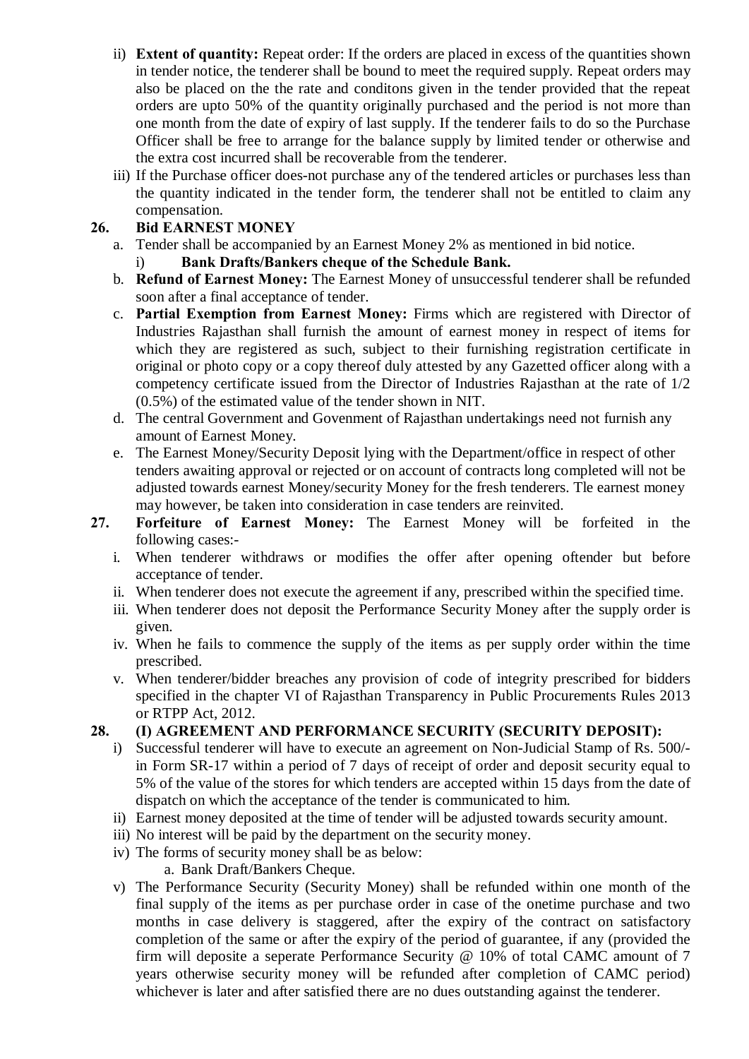ii) **Extent of quantity:** Repeat order: If the orders are placed in excess of the quantities shown in tender notice, the tenderer shall be bound to meet the required supply. Repeat orders may also be placed on the the rate and conditons given in the tender provided that the repeat orders are upto 50% of the quantity originally purchased and the period is not more than one month from the date of expiry of last supply. If the tenderer fails to do so the Purchase Officer shall be free to arrange for the balance supply by limited tender or otherwise and the extra cost incurred shall be recoverable from the tenderer.

iii) If the Purchase officer does-not purchase any of the tendered articles or purchases less than the quantity indicated in the tender form, the tenderer shall not be entitled to claim any compensation.

**26. Bid EARNEST MONEY**

a. Tender shall be accompanied by an Earnest Money 2% as mentioned in bid notice.
   i) **Bank Drafts/Bankers cheque of the Schedule Bank.**

b. **Refund of Earnest Money:** The Earnest Money of unsuccessful tenderer shall be refunded soon after a final acceptance of tender.

c. **Partial Exemption from Earnest Money:** Firms which are registered with Director of Industries Rajasthan shall furnish the amount of earnest money in respect of items for which they are registered as such, subject to their furnishing registration certificate in original or photo copy or a copy thereof duly attested by any Gazetted officer along with a competency certificate issued from the Director of Industries Rajasthan at the rate of 1/2 (0.5%) of the estimated value of the tender shown in NIT.

d. The central Government and Govenment of Rajasthan undertakings need not furnish any amount of Earnest Money.

e. The Earnest Money/Security Deposit lying with the Department/office in respect of other tenders awaiting approval or rejected or on account of contracts long completed will not be adjusted towards earnest Money/security Money for the fresh tenderers. Tle earnest money may however, be taken into consideration in case tenders are reinvited.

**27. Forfeiture of Earnest Money:** The Earnest Money will be forfeited in the following cases:-

i. When tenderer withdraws or modifies the offer after opening oftender but before acceptance of tender.

ii. When tenderer does not execute the agreement if any, prescribed within the specified time.

iii. When tenderer does not deposit the Performance Security Money after the supply order is given.

iv. When he fails to commence the supply of the items as per supply order within the time prescribed.

v. When tenderer/bidder breaches any provision of code of integrity prescribed for bidders specified in the chapter VI of Rajasthan Transparency in Public Procurements Rules 2013 or RTPP Act, 2012.

**28. (I) AGREEMENT AND PERFORMANCE SECURITY (SECURITY DEPOSIT):**

i) Successful tenderer will have to execute an agreement on Non-Judicial Stamp of Rs. 500/- in Form SR-17 within a period of 7 days of receipt of order and deposit security equal to 5% of the value of the stores for which tenders are accepted within 15 days from the date of dispatch on which the acceptance of the tender is communicated to him.

ii) Earnest money deposited at the time of tender will be adjusted towards security amount.

iii) No interest will be paid by the department on the security money.

iv) The forms of security money shall be as below:
   a. Bank Draft/Bankers Cheque.

v) The Performance Security (Security Money) shall be refunded within one month of the final supply of the items as per purchase order in case of the onetime purchase and two months in case delivery is staggered, after the expiry of the contract on satisfactory completion of the same or after the expiry of the period of guarantee, if any (provided the firm will deposite a seperate Performance Security @ 10% of total CAMC amount of 7 years otherwise security money will be refunded after completion of CAMC period) whichever is later and after satisfied there are no dues outstanding against the tenderer.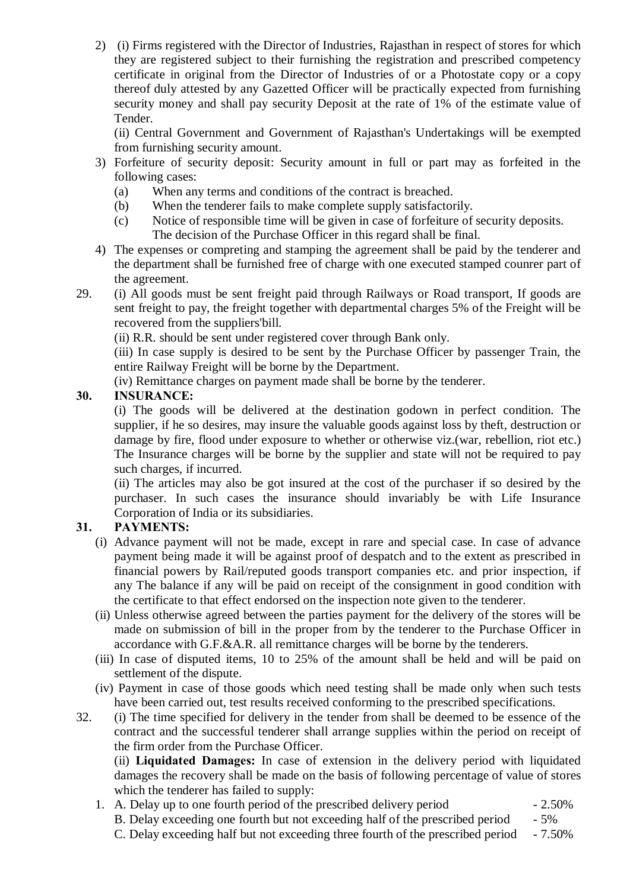2) (i) Firms registered with the Director of Industries, Rajasthan in respect of stores for which they are registered subject to their furnishing the registration and prescribed competency certificate in original from the Director of Industries of or a Photostate copy or a copy thereof duly attested by any Gazetted Officer will be practically expected from furnishing security money and shall pay security Deposit at the rate of 1% of the estimate value of Tender.

   (ii) Central Government and Government of Rajasthan's Undertakings will be exempted from furnishing security amount.

3) Forfeiture of security deposit: Security amount in full or part may as forfeited in the following cases:
   - (a) When any terms and conditions of the contract is breached.
   - (b) When the tenderer fails to make complete supply satisfactorily.
   - (c) Notice of responsible time will be given in case of forfeiture of security deposits. The decision of the Purchase Officer in this regard shall be final.

4) The expenses or compreting and stamping the agreement shall be paid by the tenderer and the department shall be furnished free of charge with one executed stamped counrer part of the agreement.

29. (i) All goods must be sent freight paid through Railways or Road transport, If goods are sent freight to pay, the freight together with departmental charges 5% of the Freight will be recovered from the suppliers'bill.

    (ii) R.R. should be sent under registered cover through Bank only.

    (iii) In case supply is desired to be sent by the Purchase Officer by passenger Train, the entire Railway Freight will be borne by the Department.

    (iv) Remittance charges on payment made shall be borne by the tenderer.

**30. INSURANCE:**

(i) The goods will be delivered at the destination godown in perfect condition. The supplier, if he so desires, may insure the valuable goods against loss by theft, destruction or damage by fire, flood under exposure to whether or otherwise viz.(war, rebellion, riot etc.) The Insurance charges will be borne by the supplier and state will not be required to pay such charges, if incurred.

(ii) The articles may also be got insured at the cost of the purchaser if so desired by the purchaser. In such cases the insurance should invariably be with Life Insurance Corporation of India or its subsidiaries.

**31. PAYMENTS:**

(i) Advance payment will not be made, except in rare and special case. In case of advance payment being made it will be against proof of despatch and to the extent as prescribed in financial powers by Rail/reputed goods transport companies etc. and prior inspection, if any The balance if any will be paid on receipt of the consignment in good condition with the certificate to that effect endorsed on the inspection note given to the tenderer.

(ii) Unless otherwise agreed between the parties payment for the delivery of the stores will be made on submission of bill in the proper from by the tenderer to the Purchase Officer in accordance with G.F.&A.R. all remittance charges will be borne by the tenderers.

(iii) In case of disputed items, 10 to 25% of the amount shall be held and will be paid on settlement of the dispute.

(iv) Payment in case of those goods which need testing shall be made only when such tests have been carried out, test results received conforming to the prescribed specifications.

32. (i) The time specified for delivery in the tender from shall be deemed to be essence of the contract and the successful tenderer shall arrange supplies within the period on receipt of the firm order from the Purchase Officer.

    (ii) **Liquidated Damages:** In case of extension in the delivery period with liquidated damages the recovery shall be made on the basis of following percentage of value of stores which the tenderer has failed to supply:

    1. A. Delay up to one fourth period of the prescribed delivery period - 2.50%
       B. Delay exceeding one fourth but not exceeding half of the prescribed period - 5%
       C. Delay exceeding half but not exceeding three fourth of the prescribed period - 7.50%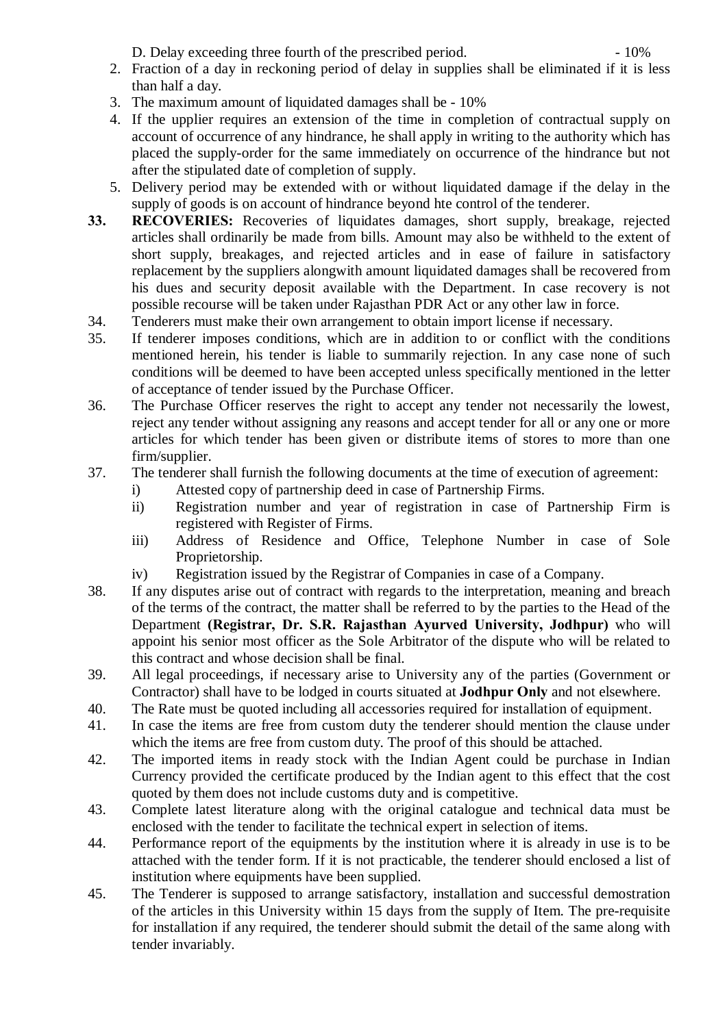D. Delay exceeding three fourth of the prescribed period. - 10%

2. Fraction of a day in reckoning period of delay in supplies shall be eliminated if it is less than half a day.
3. The maximum amount of liquidated damages shall be - 10%
4. If the upplier requires an extension of the time in completion of contractual supply on account of occurrence of any hindrance, he shall apply in writing to the authority which has placed the supply-order for the same immediately on occurrence of the hindrance but not after the stipulated date of completion of supply.
5. Delivery period may be extended with or without liquidated damage if the delay in the supply of goods is on account of hindrance beyond hte control of the tenderer.

**33.** **RECOVERIES:** Recoveries of liquidates damages, short supply, breakage, rejected articles shall ordinarily be made from bills. Amount may also be withheld to the extent of short supply, breakages, and rejected articles and in ease of failure in satisfactory replacement by the suppliers alongwith amount liquidated damages shall be recovered from his dues and security deposit available with the Department. In case recovery is not possible recourse will be taken under Rajasthan PDR Act or any other law in force.

34. Tenderers must make their own arrangement to obtain import license if necessary.

35. If tenderer imposes conditions, which are in addition to or conflict with the conditions mentioned herein, his tender is liable to summarily rejection. In any case none of such conditions will be deemed to have been accepted unless specifically mentioned in the letter of acceptance of tender issued by the Purchase Officer.

36. The Purchase Officer reserves the right to accept any tender not necessarily the lowest, reject any tender without assigning any reasons and accept tender for all or any one or more articles for which tender has been given or distribute items of stores to more than one firm/supplier.

37. The tenderer shall furnish the following documents at the time of execution of agreement:
    - i) Attested copy of partnership deed in case of Partnership Firms.
    - ii) Registration number and year of registration in case of Partnership Firm is registered with Register of Firms.
    - iii) Address of Residence and Office, Telephone Number in case of Sole Proprietorship.
    - iv) Registration issued by the Registrar of Companies in case of a Company.

38. If any disputes arise out of contract with regards to the interpretation, meaning and breach of the terms of the contract, the matter shall be referred to by the parties to the Head of the Department **(Registrar, Dr. S.R. Rajasthan Ayurved University, Jodhpur)** who will appoint his senior most officer as the Sole Arbitrator of the dispute who will be related to this contract and whose decision shall be final.

39. All legal proceedings, if necessary arise to University any of the parties (Government or Contractor) shall have to be lodged in courts situated at **Jodhpur Only** and not elsewhere.

40. The Rate must be quoted including all accessories required for installation of equipment.

41. In case the items are free from custom duty the tenderer should mention the clause under which the items are free from custom duty. The proof of this should be attached.

42. The imported items in ready stock with the Indian Agent could be purchase in Indian Currency provided the certificate produced by the Indian agent to this effect that the cost quoted by them does not include customs duty and is competitive.

43. Complete latest literature along with the original catalogue and technical data must be enclosed with the tender to facilitate the technical expert in selection of items.

44. Performance report of the equipments by the institution where it is already in use is to be attached with the tender form. If it is not practicable, the tenderer should enclosed a list of institution where equipments have been supplied.

45. The Tenderer is supposed to arrange satisfactory, installation and successful demostration of the articles in this University within 15 days from the supply of Item. The pre-requisite for installation if any required, the tenderer should submit the detail of the same along with tender invariably.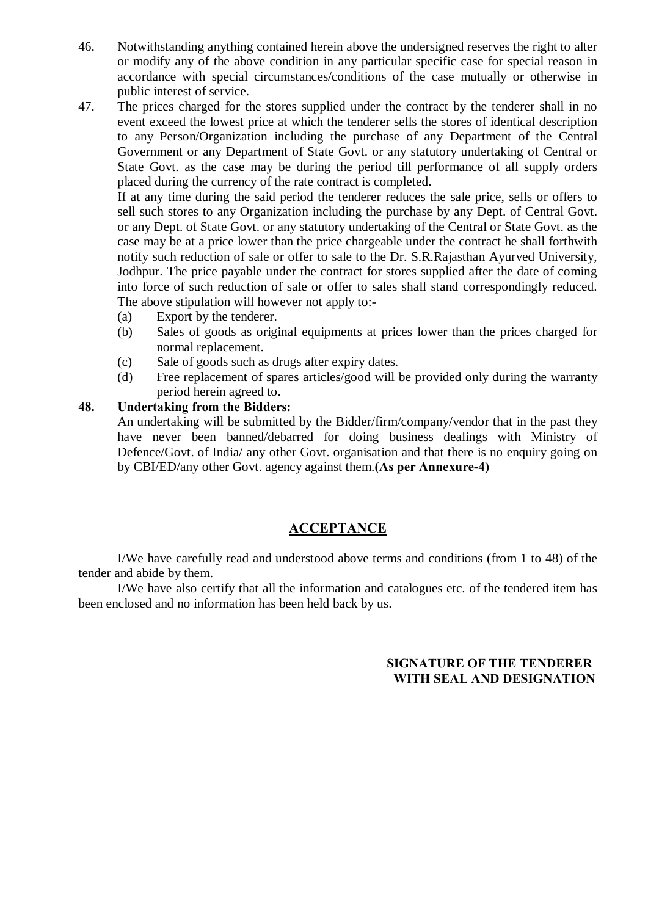46. Notwithstanding anything contained herein above the undersigned reserves the right to alter or modify any of the above condition in any particular specific case for special reason in accordance with special circumstances/conditions of the case mutually or otherwise in public interest of service.

47. The prices charged for the stores supplied under the contract by the tenderer shall in no event exceed the lowest price at which the tenderer sells the stores of identical description to any Person/Organization including the purchase of any Department of the Central Government or any Department of State Govt. or any statutory undertaking of Central or State Govt. as the case may be during the period till performance of all supply orders placed during the currency of the rate contract is completed.

    If at any time during the said period the tenderer reduces the sale price, sells or offers to sell such stores to any Organization including the purchase by any Dept. of Central Govt. or any Dept. of State Govt. or any statutory undertaking of the Central or State Govt. as the case may be at a price lower than the price chargeable under the contract he shall forthwith notify such reduction of sale or offer to sale to the Dr. S.R.Rajasthan Ayurved University, Jodhpur. The price payable under the contract for stores supplied after the date of coming into force of such reduction of sale or offer to sales shall stand correspondingly reduced. The above stipulation will however not apply to:-

    (a) Export by the tenderer.
    (b) Sales of goods as original equipments at prices lower than the prices charged for normal replacement.
    (c) Sale of goods such as drugs after expiry dates.
    (d) Free replacement of spares articles/good will be provided only during the warranty period herein agreed to.

**48. Undertaking from the Bidders:**

An undertaking will be submitted by the Bidder/firm/company/vendor that in the past they have never been banned/debarred for doing business dealings with Ministry of Defence/Govt. of India/ any other Govt. organisation and that there is no enquiry going on by CBI/ED/any other Govt. agency against them.**(As per Annexure-4)**

## ACCEPTANCE

I/We have carefully read and understood above terms and conditions (from 1 to 48) of the tender and abide by them.

I/We have also certify that all the information and catalogues etc. of the tendered item has been enclosed and no information has been held back by us.

**SIGNATURE OF THE TENDERER**
**WITH SEAL AND DESIGNATION**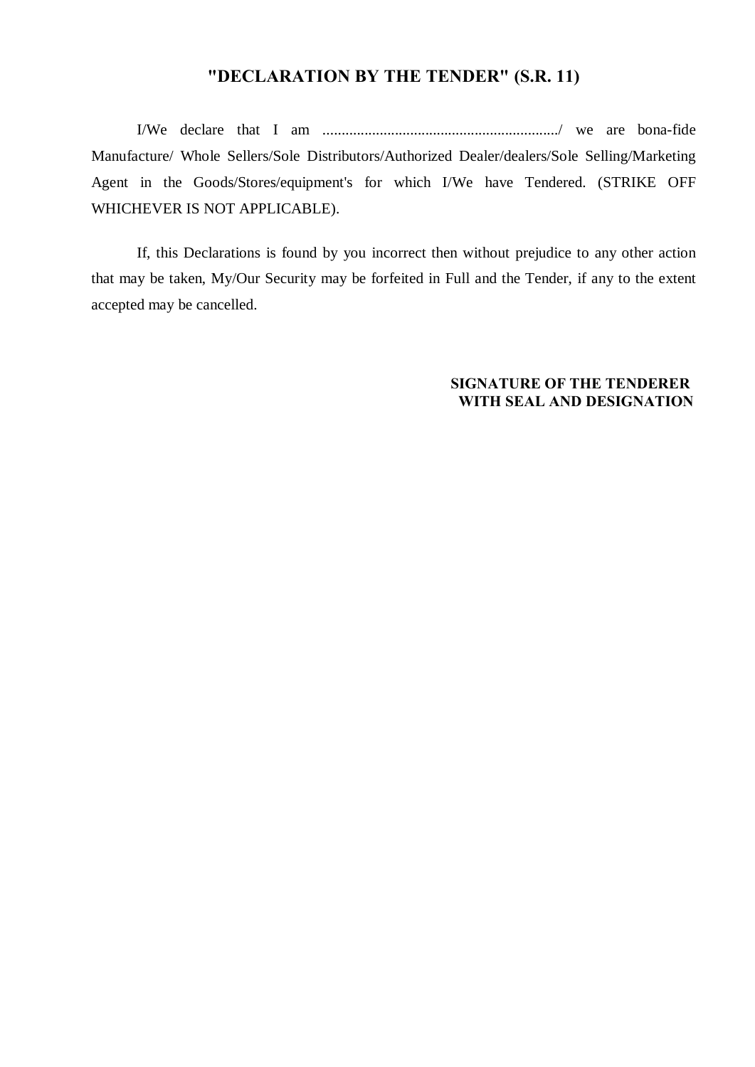# "DECLARATION BY THE TENDER" (S.R. 11)

I/We declare that I am ............................................................../ we are bona-fide Manufacture/ Whole Sellers/Sole Distributors/Authorized Dealer/dealers/Sole Selling/Marketing Agent in the Goods/Stores/equipment's for which I/We have Tendered. (STRIKE OFF WHICHEVER IS NOT APPLICABLE).

If, this Declarations is found by you incorrect then without prejudice to any other action that may be taken, My/Our Security may be forfeited in Full and the Tender, if any to the extent accepted may be cancelled.

**SIGNATURE OF THE TENDERER**
**WITH SEAL AND DESIGNATION**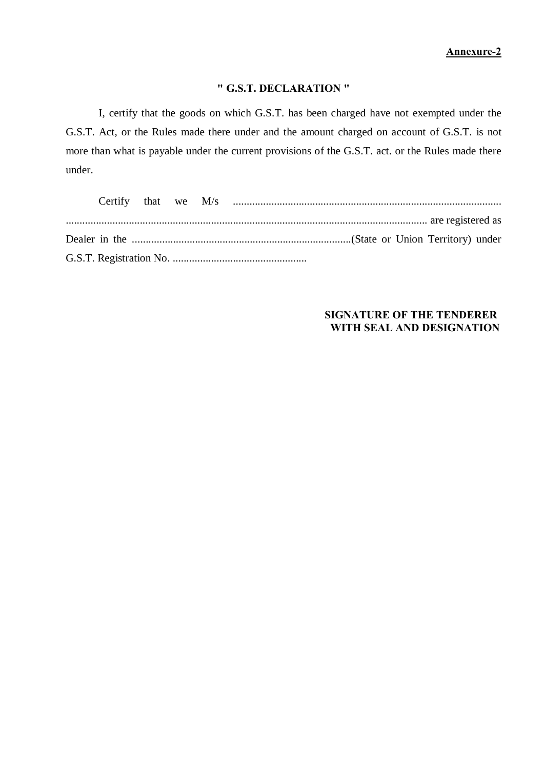**Annexure-2**

## " G.S.T. DECLARATION "

I, certify that the goods on which G.S.T. has been charged have not exempted under the G.S.T. Act, or the Rules made there under and the amount charged on account of G.S.T. is not more than what is payable under the current provisions of the G.S.T. act. or the Rules made there under.

Certify that we M/s .................................................................................................. ..................................................................................................................................... are registered as Dealer in the .................................................................................(State or Union Territory) under G.S.T. Registration No. .................................................

**SIGNATURE OF THE TENDERER**
**WITH SEAL AND DESIGNATION**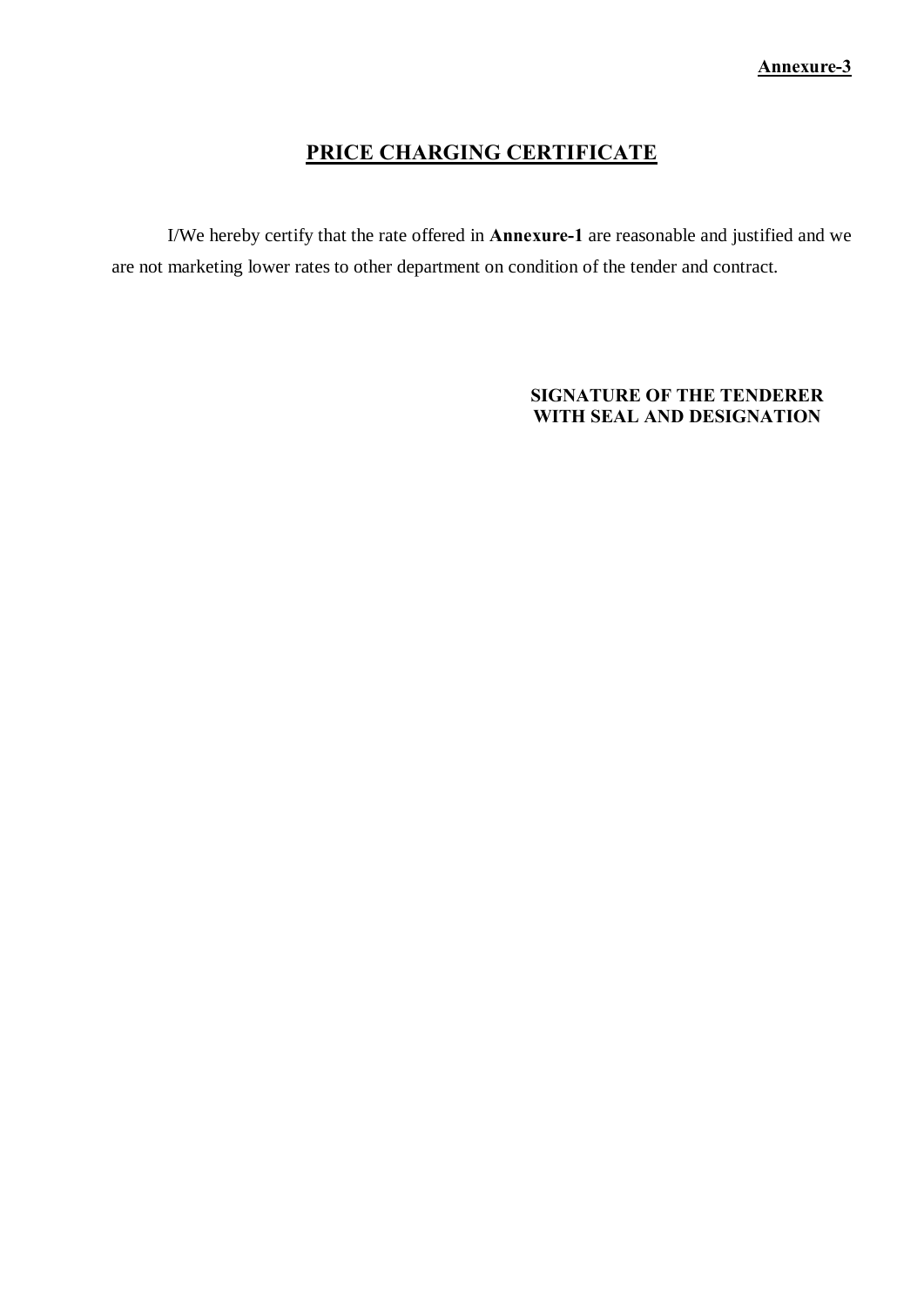**Annexure-3**

# PRICE CHARGING CERTIFICATE

I/We hereby certify that the rate offered in **Annexure-1** are reasonable and justified and we are not marketing lower rates to other department on condition of the tender and contract.

**SIGNATURE OF THE TENDERER WITH SEAL AND DESIGNATION**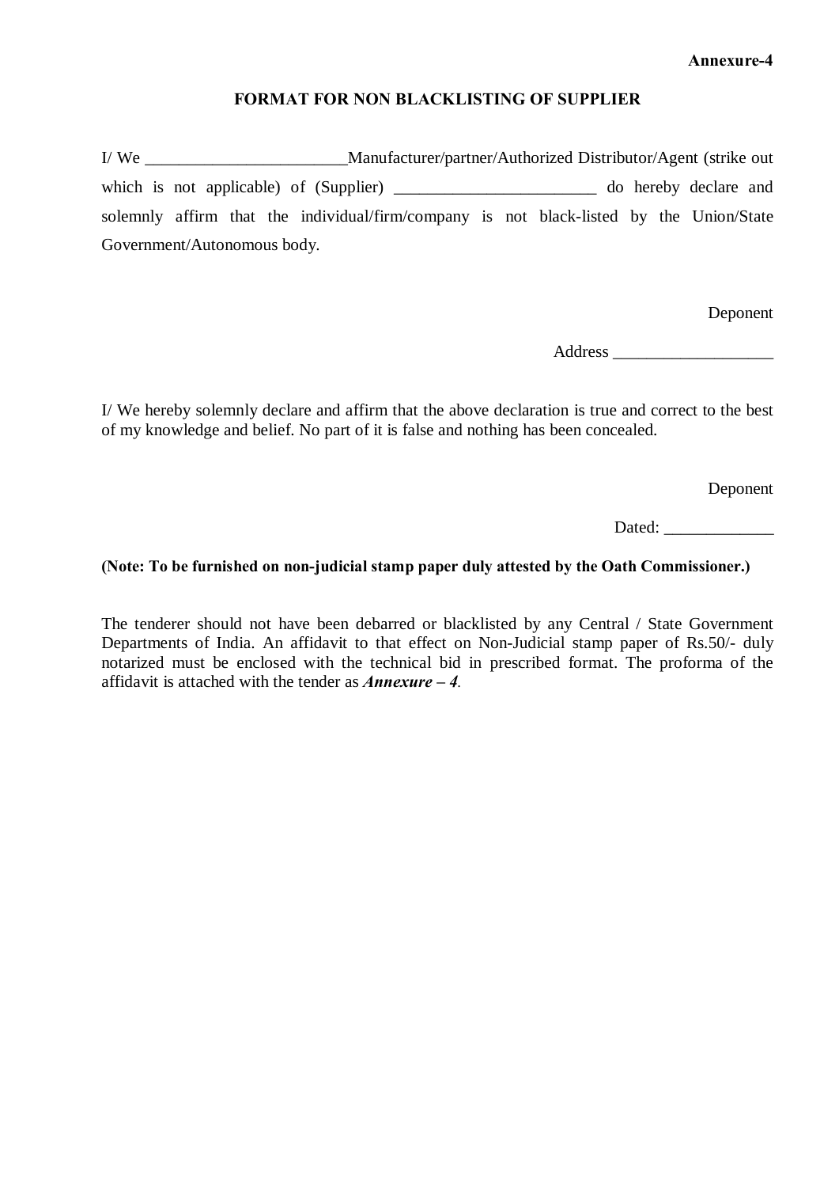**Annexure-4**

## FORMAT FOR NON BLACKLISTING OF SUPPLIER

I/ We ________________________Manufacturer/partner/Authorized Distributor/Agent (strike out which is not applicable) of (Supplier) ________________________ do hereby declare and solemnly affirm that the individual/firm/company is not black-listed by the Union/State Government/Autonomous body.

Deponent

Address ___________________

I/ We hereby solemnly declare and affirm that the above declaration is true and correct to the best of my knowledge and belief. No part of it is false and nothing has been concealed.

Deponent

Dated: _____________

**(Note: To be furnished on non-judicial stamp paper duly attested by the Oath Commissioner.)**

The tenderer should not have been debarred or blacklisted by any Central / State Government Departments of India. An affidavit to that effect on Non-Judicial stamp paper of Rs.50/- duly notarized must be enclosed with the technical bid in prescribed format. The proforma of the affidavit is attached with the tender as ***Annexure – 4***.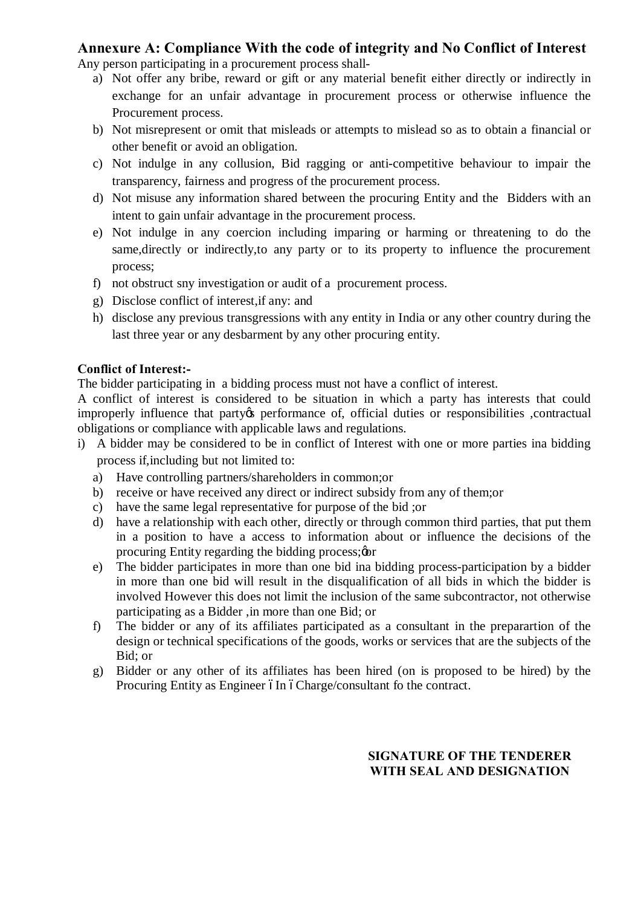## Annexure A: Compliance With the code of integrity and No Conflict of Interest

Any person participating in a procurement process shall-

a) Not offer any bribe, reward or gift or any material benefit either directly or indirectly in exchange for an unfair advantage in procurement process or otherwise influence the Procurement process.
b) Not misrepresent or omit that misleads or attempts to mislead so as to obtain a financial or other benefit or avoid an obligation.
c) Not indulge in any collusion, Bid ragging or anti-competitive behaviour to impair the transparency, fairness and progress of the procurement process.
d) Not misuse any information shared between the procuring Entity and the Bidders with an intent to gain unfair advantage in the procurement process.
e) Not indulge in any coercion including imparing or harming or threatening to do the same,directly or indirectly,to any party or to its property to influence the procurement process;
f) not obstruct sny investigation or audit of a procurement process.
g) Disclose conflict of interest,if any: and
h) disclose any previous transgressions with any entity in India or any other country during the last three year or any desbarment by any other procuring entity.

**Conflict of Interest:-**

The bidder participating in a bidding process must not have a conflict of interest.

A conflict of interest is considered to be situation in which a party has interests that could improperly influence that party's performance of, official duties or responsibilities ,contractual obligations or compliance with applicable laws and regulations.

i) A bidder may be considered to be in conflict of Interest with one or more parties ina bidding process if,including but not limited to:
   a) Have controlling partners/shareholders in common;or
   b) receive or have received any direct or indirect subsidy from any of them;or
   c) have the same legal representative for purpose of the bid ;or
   d) have a relationship with each other, directly or through common third parties, that put them in a position to have a access to information about or influence the decisions of the procuring Entity regarding the bidding process;'or
   e) The bidder participates in more than one bid ina bidding process-participation by a bidder in more than one bid will result in the disqualification of all bids in which the bidder is involved However this does not limit the inclusion of the same subcontractor, not otherwise participating as a Bidder ,in more than one Bid; or
   f) The bidder or any of its affiliates participated as a consultant in the preparartion of the design or technical specifications of the goods, works or services that are the subjects of the Bid; or
   g) Bidder or any other of its affiliates has been hired (on is proposed to be hired) by the Procuring Entity as Engineer – In – Charge/consultant fo the contract.

**SIGNATURE OF THE TENDERER WITH SEAL AND DESIGNATION**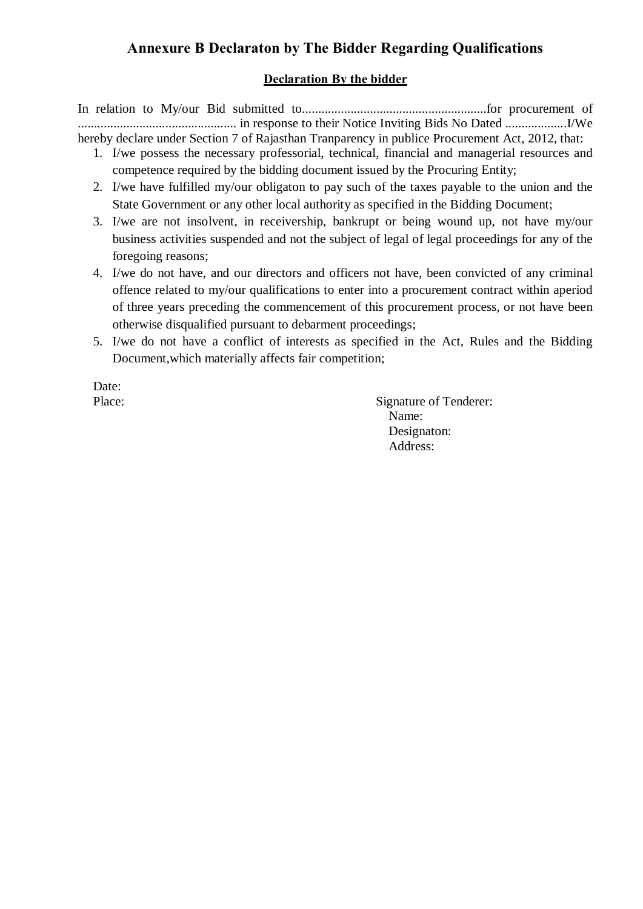# Annexure B Declaraton by The Bidder Regarding Qualifications

**Declaration By the bidder**

In relation to My/our Bid submitted to.........................................................for procurement of ................................................ in response to their Notice Inviting Bids No Dated ...................I/We hereby declare under Section 7 of Rajasthan Tranparency in publice Procurement Act, 2012, that:

1. I/we possess the necessary professorial, technical, financial and managerial resources and competence required by the bidding document issued by the Procuring Entity;
2. I/we have fulfilled my/our obligaton to pay such of the taxes payable to the union and the State Government or any other local authority as specified in the Bidding Document;
3. I/we are not insolvent, in receivership, bankrupt or being wound up, not have my/our business activities suspended and not the subject of legal of legal proceedings for any of the foregoing reasons;
4. I/we do not have, and our directors and officers not have, been convicted of any criminal offence related to my/our qualifications to enter into a procurement contract within aperiod of three years preceding the commencement of this procurement process, or not have been otherwise disqualified pursuant to debarment proceedings;
5. I/we do not have a conflict of interests as specified in the Act, Rules and the Bidding Document,which materially affects fair competition;

Date:

Place:

Signature of Tenderer:

Name:

Designaton:

Address: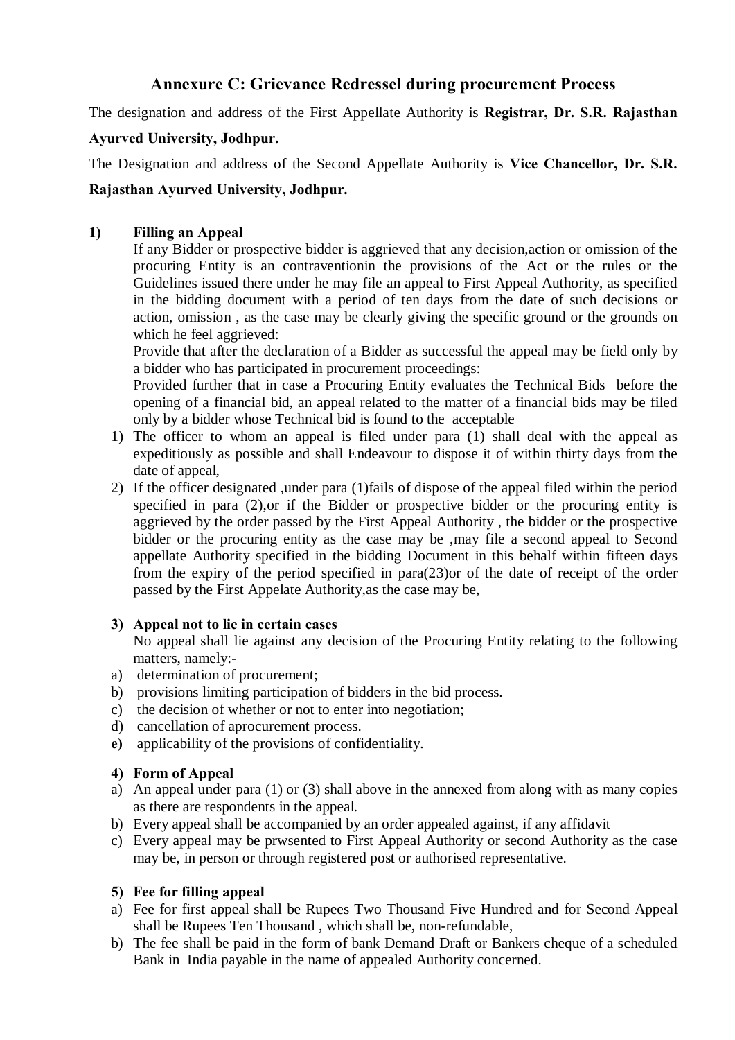## Annexure C: Grievance Redressel during procurement Process

The designation and address of the First Appellate Authority is **Registrar, Dr. S.R. Rajasthan Ayurved University, Jodhpur.**

The Designation and address of the Second Appellate Authority is **Vice Chancellor, Dr. S.R. Rajasthan Ayurved University, Jodhpur.**

**1) Filling an Appeal**

If any Bidder or prospective bidder is aggrieved that any decision,action or omission of the procuring Entity is an contraventionin the provisions of the Act or the rules or the Guidelines issued there under he may file an appeal to First Appeal Authority, as specified in the bidding document with a period of ten days from the date of such decisions or action, omission , as the case may be clearly giving the specific ground or the grounds on which he feel aggrieved:

Provide that after the declaration of a Bidder as successful the appeal may be field only by a bidder who has participated in procurement proceedings:

Provided further that in case a Procuring Entity evaluates the Technical Bids before the opening of a financial bid, an appeal related to the matter of a financial bids may be filed only by a bidder whose Technical bid is found to the acceptable

1) The officer to whom an appeal is filed under para (1) shall deal with the appeal as expeditiously as possible and shall Endeavour to dispose it of within thirty days from the date of appeal,
2) If the officer designated ,under para (1)fails of dispose of the appeal filed within the period specified in para (2),or if the Bidder or prospective bidder or the procuring entity is aggrieved by the order passed by the First Appeal Authority , the bidder or the prospective bidder or the procuring entity as the case may be ,may file a second appeal to Second appellate Authority specified in the bidding Document in this behalf within fifteen days from the expiry of the period specified in para(23)or of the date of receipt of the order passed by the First Appelate Authority,as the case may be,

**3) Appeal not to lie in certain cases**

No appeal shall lie against any decision of the Procuring Entity relating to the following matters, namely:-

a) determination of procurement;
b) provisions limiting participation of bidders in the bid process.
c) the decision of whether or not to enter into negotiation;
d) cancellation of aprocurement process.
**e)** applicability of the provisions of confidentiality.

**4) Form of Appeal**

a) An appeal under para (1) or (3) shall above in the annexed from along with as many copies as there are respondents in the appeal.
b) Every appeal shall be accompanied by an order appealed against, if any affidavit
c) Every appeal may be prwsented to First Appeal Authority or second Authority as the case may be, in person or through registered post or authorised representative.

**5) Fee for filling appeal**

a) Fee for first appeal shall be Rupees Two Thousand Five Hundred and for Second Appeal shall be Rupees Ten Thousand , which shall be, non-refundable,
b) The fee shall be paid in the form of bank Demand Draft or Bankers cheque of a scheduled Bank in India payable in the name of appealed Authority concerned.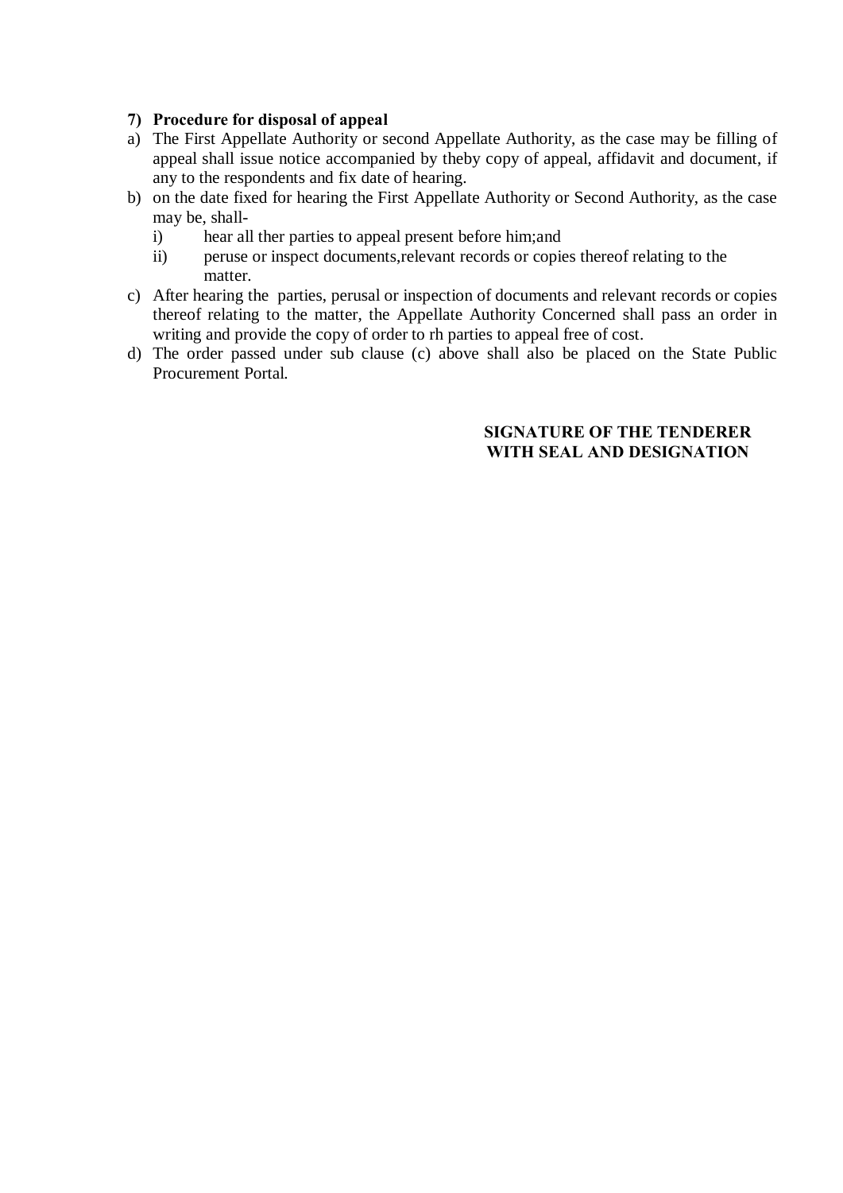**7) Procedure for disposal of appeal**

a) The First Appellate Authority or second Appellate Authority, as the case may be filling of appeal shall issue notice accompanied by theby copy of appeal, affidavit and document, if any to the respondents and fix date of hearing.
b) on the date fixed for hearing the First Appellate Authority or Second Authority, as the case may be, shall-
   i) hear all ther parties to appeal present before him;and
   ii) peruse or inspect documents,relevant records or copies thereof relating to the matter.
c) After hearing the parties, perusal or inspection of documents and relevant records or copies thereof relating to the matter, the Appellate Authority Concerned shall pass an order in writing and provide the copy of order to rh parties to appeal free of cost.
d) The order passed under sub clause (c) above shall also be placed on the State Public Procurement Portal.

**SIGNATURE OF THE TENDERER WITH SEAL AND DESIGNATION**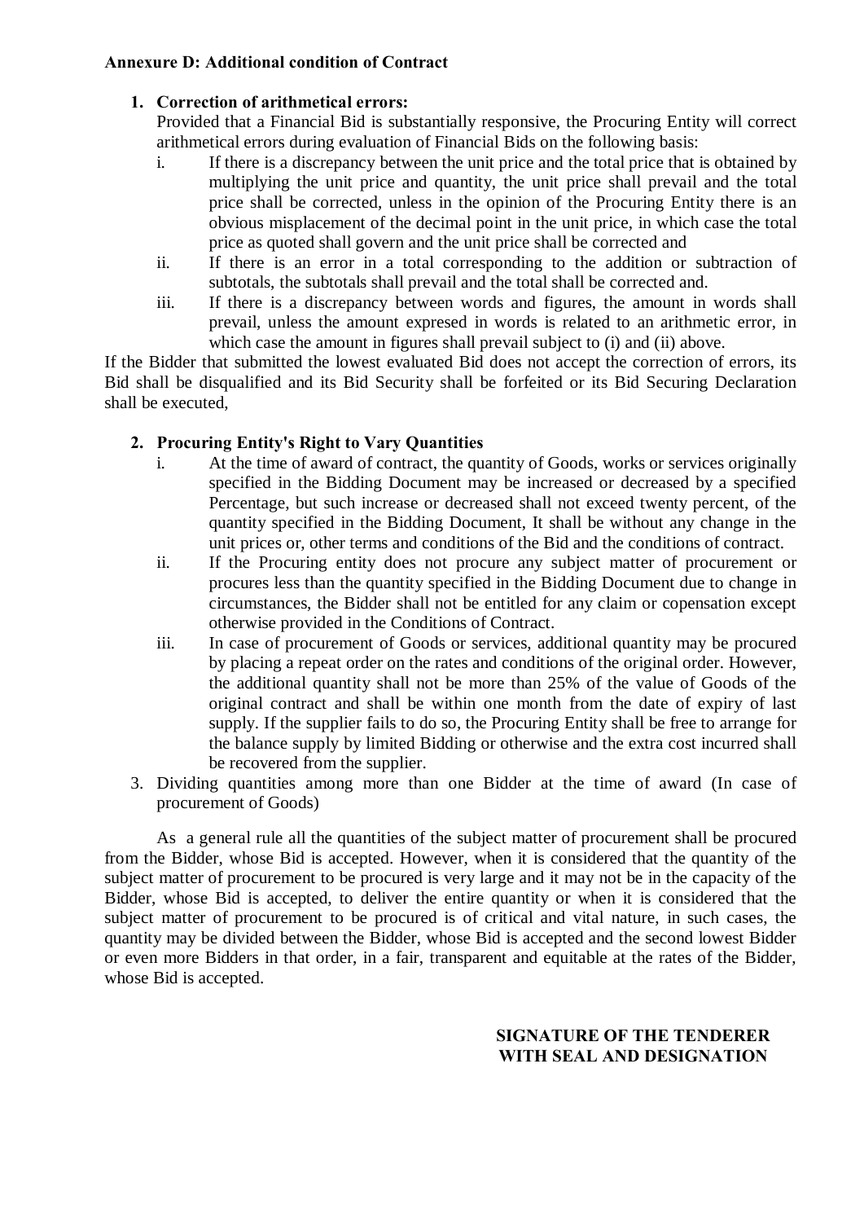**Annexure D: Additional condition of Contract**

1. **Correction of arithmetical errors:**
   Provided that a Financial Bid is substantially responsive, the Procuring Entity will correct arithmetical errors during evaluation of Financial Bids on the following basis:
   i. If there is a discrepancy between the unit price and the total price that is obtained by multiplying the unit price and quantity, the unit price shall prevail and the total price shall be corrected, unless in the opinion of the Procuring Entity there is an obvious misplacement of the decimal point in the unit price, in which case the total price as quoted shall govern and the unit price shall be corrected and
   ii. If there is an error in a total corresponding to the addition or subtraction of subtotals, the subtotals shall prevail and the total shall be corrected and.
   iii. If there is a discrepancy between words and figures, the amount in words shall prevail, unless the amount expresed in words is related to an arithmetic error, in which case the amount in figures shall prevail subject to (i) and (ii) above.

If the Bidder that submitted the lowest evaluated Bid does not accept the correction of errors, its Bid shall be disqualified and its Bid Security shall be forfeited or its Bid Securing Declaration shall be executed,

2. **Procuring Entity's Right to Vary Quantities**
   i. At the time of award of contract, the quantity of Goods, works or services originally specified in the Bidding Document may be increased or decreased by a specified Percentage, but such increase or decreased shall not exceed twenty percent, of the quantity specified in the Bidding Document, It shall be without any change in the unit prices or, other terms and conditions of the Bid and the conditions of contract.
   ii. If the Procuring entity does not procure any subject matter of procurement or procures less than the quantity specified in the Bidding Document due to change in circumstances, the Bidder shall not be entitled for any claim or copensation except otherwise provided in the Conditions of Contract.
   iii. In case of procurement of Goods or services, additional quantity may be procured by placing a repeat order on the rates and conditions of the original order. However, the additional quantity shall not be more than 25% of the value of Goods of the original contract and shall be within one month from the date of expiry of last supply. If the supplier fails to do so, the Procuring Entity shall be free to arrange for the balance supply by limited Bidding or otherwise and the extra cost incurred shall be recovered from the supplier.

3. Dividing quantities among more than one Bidder at the time of award (In case of procurement of Goods)

As a general rule all the quantities of the subject matter of procurement shall be procured from the Bidder, whose Bid is accepted. However, when it is considered that the quantity of the subject matter of procurement to be procured is very large and it may not be in the capacity of the Bidder, whose Bid is accepted, to deliver the entire quantity or when it is considered that the subject matter of procurement to be procured is of critical and vital nature, in such cases, the quantity may be divided between the Bidder, whose Bid is accepted and the second lowest Bidder or even more Bidders in that order, in a fair, transparent and equitable at the rates of the Bidder, whose Bid is accepted.

**SIGNATURE OF THE TENDERER WITH SEAL AND DESIGNATION**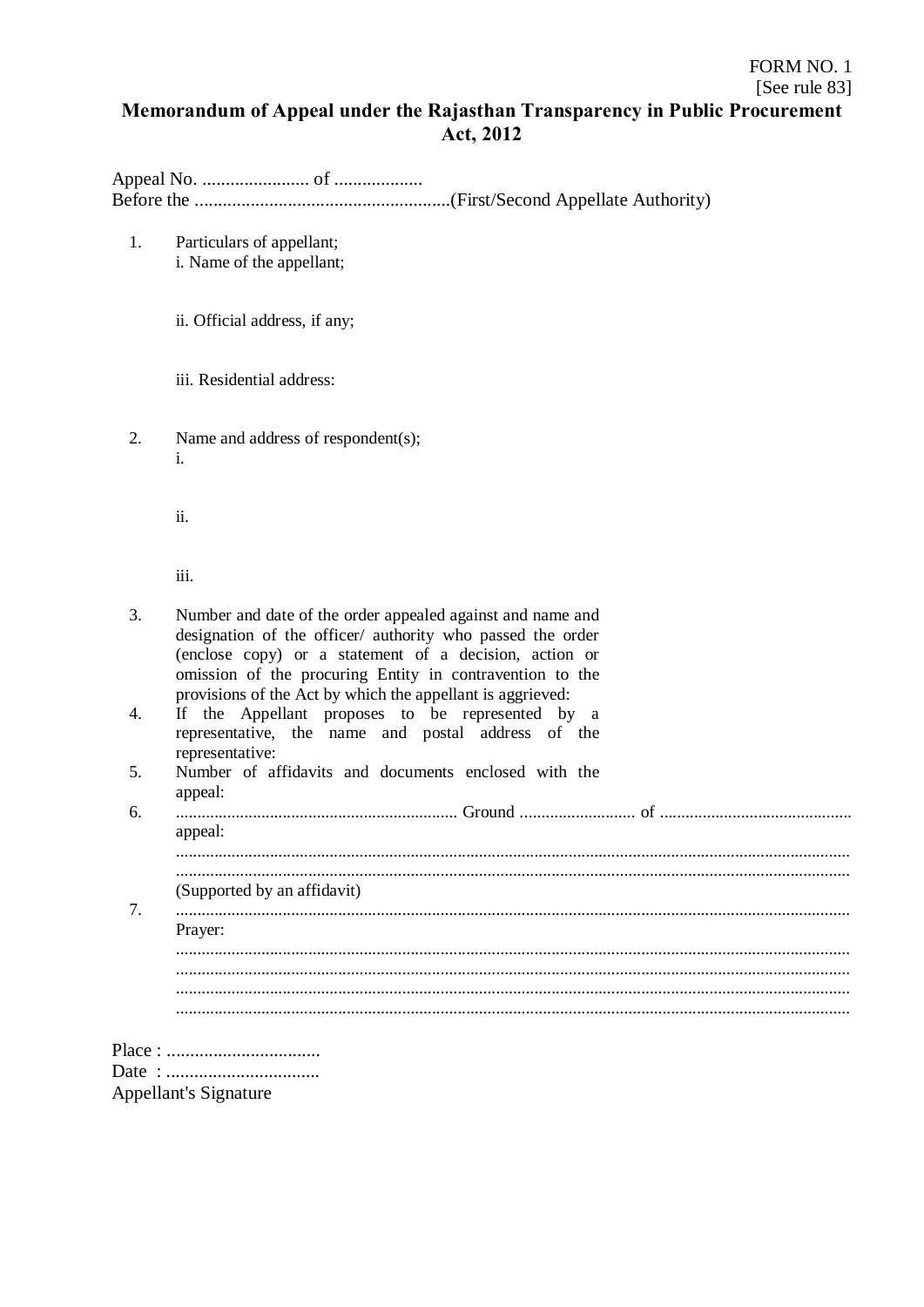FORM NO. 1
[See rule 83]

# Memorandum of Appeal under the Rajasthan Transparency in Public Procurement Act, 2012

Appeal No. ...................... of ..................
Before the .......................................................(First/Second Appellate Authority)

1. Particulars of appellant;
   i. Name of the appellant;

   ii. Official address, if any;

   iii. Residential address:

2. Name and address of respondent(s);
   i.

   ii.

   iii.

3. Number and date of the order appealed against and name and designation of the officer/ authority who passed the order (enclose copy) or a statement of a decision, action or omission of the procuring Entity in contravention to the provisions of the Act by which the appellant is aggrieved:
4. If the Appellant proposes to be represented by a representative, the name and postal address of the representative:
5. Number of affidavits and documents enclosed with the appeal:
6. .................................................................. Ground ........................... of ............................................ appeal:
   ..........................................................................................................................................................
   ..........................................................................................................................................................
   (Supported by an affidavit)
7. ..........................................................................................................................................................
   Prayer:
   ..........................................................................................................................................................
   ..........................................................................................................................................................
   ..........................................................................................................................................................
   ..........................................................................................................................................................

Place : .................................
Date : .................................
Appellant's Signature